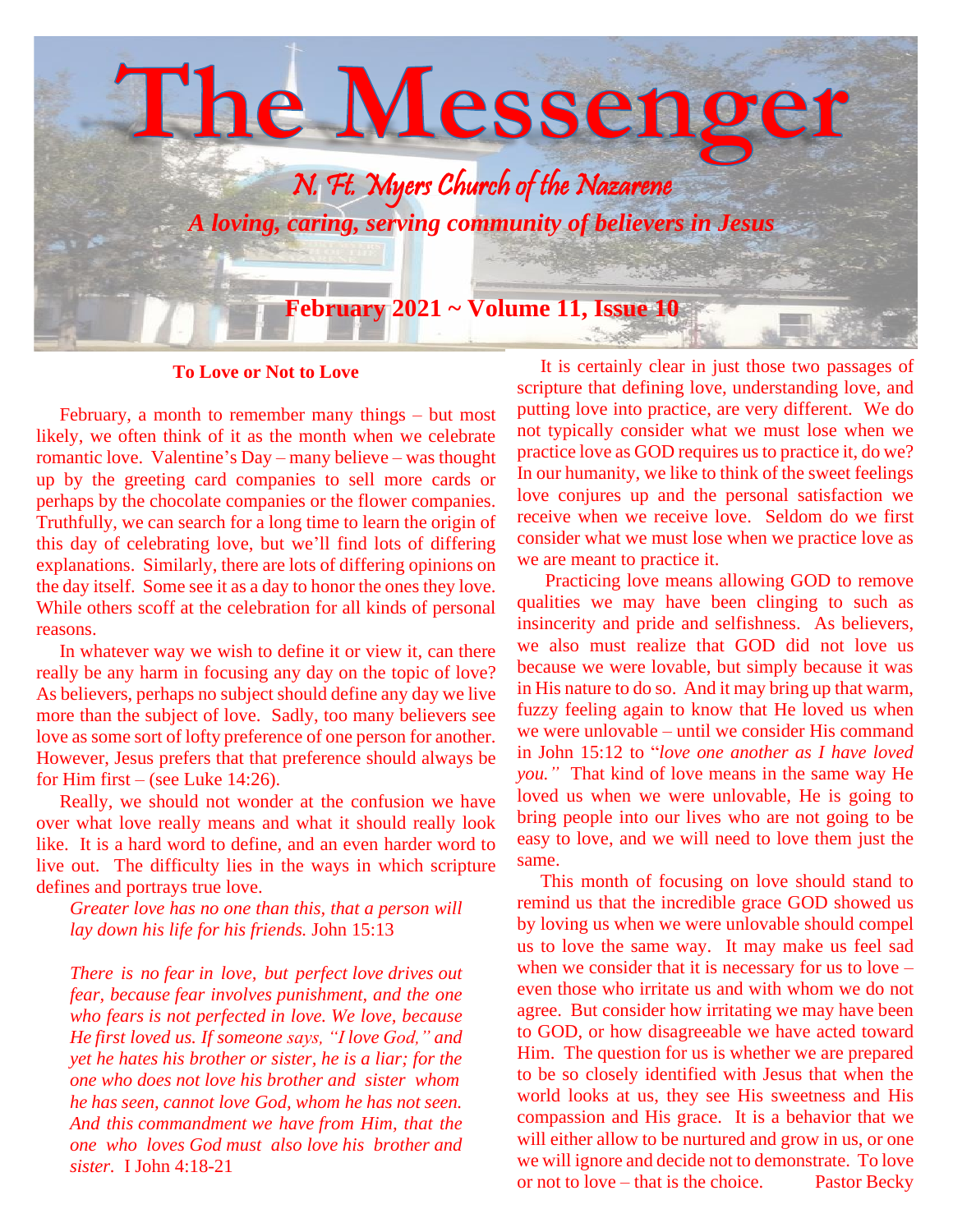# The Messenger

## N. Ft. Myers Church of the Nazarene

*A loving, caring, serving community of believers in Jesus*

**February 2021 ~ Volume 11, Issue 10**

### To Love or Not to Love

February, a month to remember many things – but most likely, we often think of it as the month when we celebrate romantic love. Valentine's Day – many believe – was thought up by the greeting card companies to sell more cards or perhaps by the chocolate companies or the flower companies. Truthfully, we can search for a long time to learn the origin of this day of celebrating love, but we'll find lots of differing explanations. Similarly, there are lots of differing opinions on the day itself. Some see it as a day to honor the ones they love. While others scoff at the celebration for all kinds of personal reasons.

In whatever way we wish to define it or view it, can there really be any harm in focusing any day on the topic of love? As believers, perhaps no subject should define any day we live more than the subject of love. Sadly, too many believers see love as some sort of lofty preference of one person for another. However, Jesus prefers that that preference should always be for Him first – (see Luke 14:26).

Really, we should not wonder at the confusion we have over what love really means and what it should really look like. It is a hard word to define, and an even harder word to live out. The difficulty lies in the ways in which scripture defines and portrays true love.

> *Greater love has no one than this, that a person will lay down his life for his friends.* John 15:13
>
> *There is no fear in love, but perfect love drives out fear, because fear involves punishment, and the one who fears is not perfected in love. We love, because He first loved us. If someone says, "I love God," and yet he hates his brother or sister, he is a liar; for the one who does not love his brother and sister whom he has seen, cannot love God, whom he has not seen. And this commandment we have from Him, that the one who loves God must also love his brother and sister.* I John 4:18-21

It is certainly clear in just those two passages of scripture that defining love, understanding love, and putting love into practice, are very different. We do not typically consider what we must lose when we practice love as GOD requires us to practice it, do we? In our humanity, we like to think of the sweet feelings love conjures up and the personal satisfaction we receive when we receive love. Seldom do we first consider what we must lose when we practice love as we are meant to practice it.

Practicing love means allowing GOD to remove qualities we may have been clinging to such as insincerity and pride and selfishness. As believers, we also must realize that GOD did not love us because we were lovable, but simply because it was in His nature to do so. And it may bring up that warm, fuzzy feeling again to know that He loved us when we were unlovable – until we consider His command in John 15:12 to "*love one another as I have loved you."* That kind of love means in the same way He loved us when we were unlovable, He is going to bring people into our lives who are not going to be easy to love, and we will need to love them just the same.

This month of focusing on love should stand to remind us that the incredible grace GOD showed us by loving us when we were unlovable should compel us to love the same way. It may make us feel sad when we consider that it is necessary for us to love – even those who irritate us and with whom we do not agree. But consider how irritating we may have been to GOD, or how disagreeable we have acted toward Him. The question for us is whether we are prepared to be so closely identified with Jesus that when the world looks at us, they see His sweetness and His compassion and His grace. It is a behavior that we will either allow to be nurtured and grow in us, or one we will ignore and decide not to demonstrate. To love or not to love – that is the choice. Pastor Becky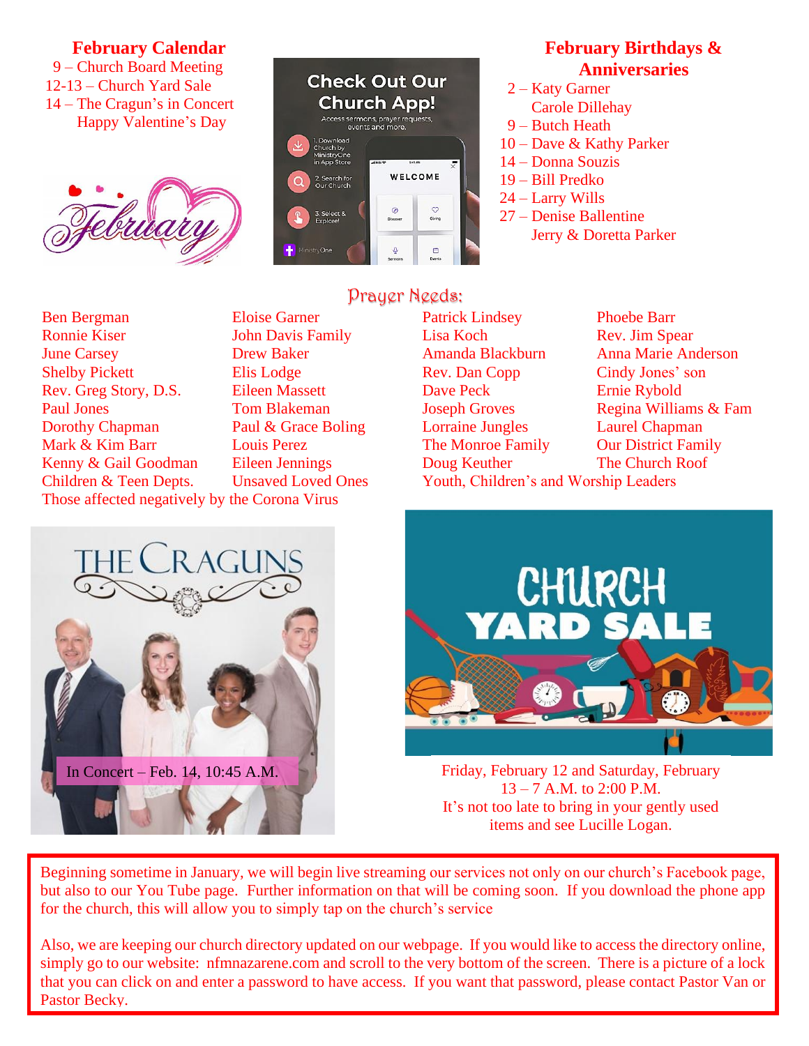## February Calendar

9 – Church Board Meeting
12-13 – Church Yard Sale
14 – The Cragun's in Concert
Happy Valentine's Day

## February Birthdays & Anniversaries

2 – Katy Garner
Carole Dillehay
9 – Butch Heath
10 – Dave & Kathy Parker
14 – Donna Souzis
19 – Bill Predko
24 – Larry Wills
27 – Denise Ballentine
Jerry & Doretta Parker

## Prayer Needs:

Ben Bergman
Ronnie Kiser
June Carsey
Shelby Pickett
Rev. Greg Story, D.S.
Paul Jones
Dorothy Chapman
Mark & Kim Barr
Kenny & Gail Goodman
Children & Teen Depts.
Eloise Garner
John Davis Family
Drew Baker
Elis Lodge
Eileen Massett
Tom Blakeman
Paul & Grace Boling
Louis Perez
Eileen Jennings
Unsaved Loved Ones
Patrick Lindsey
Lisa Koch
Amanda Blackburn
Rev. Dan Copp
Dave Peck
Joseph Groves
Lorraine Jungles
The Monroe Family
Doug Keuther
Phoebe Barr
Rev. Jim Spear
Anna Marie Anderson
Cindy Jones' son
Ernie Rybold
Regina Williams & Fam
Laurel Chapman
Our District Family
The Church Roof
Youth, Children's and Worship Leaders
Those affected negatively by the Corona Virus

In Concert – Feb. 14, 10:45 A.M.

Friday, February 12 and Saturday, February 13 – 7 A.M. to 2:00 P.M.
It's not too late to bring in your gently used items and see Lucille Logan.

Beginning sometime in January, we will begin live streaming our services not only on our church's Facebook page, but also to our You Tube page. Further information on that will be coming soon. If you download the phone app for the church, this will allow you to simply tap on the church's service

Also, we are keeping our church directory updated on our webpage. If you would like to access the directory online, simply go to our website: nfmnazarene.com and scroll to the very bottom of the screen. There is a picture of a lock that you can click on and enter a password to have access. If you want that password, please contact Pastor Van or Pastor Becky.